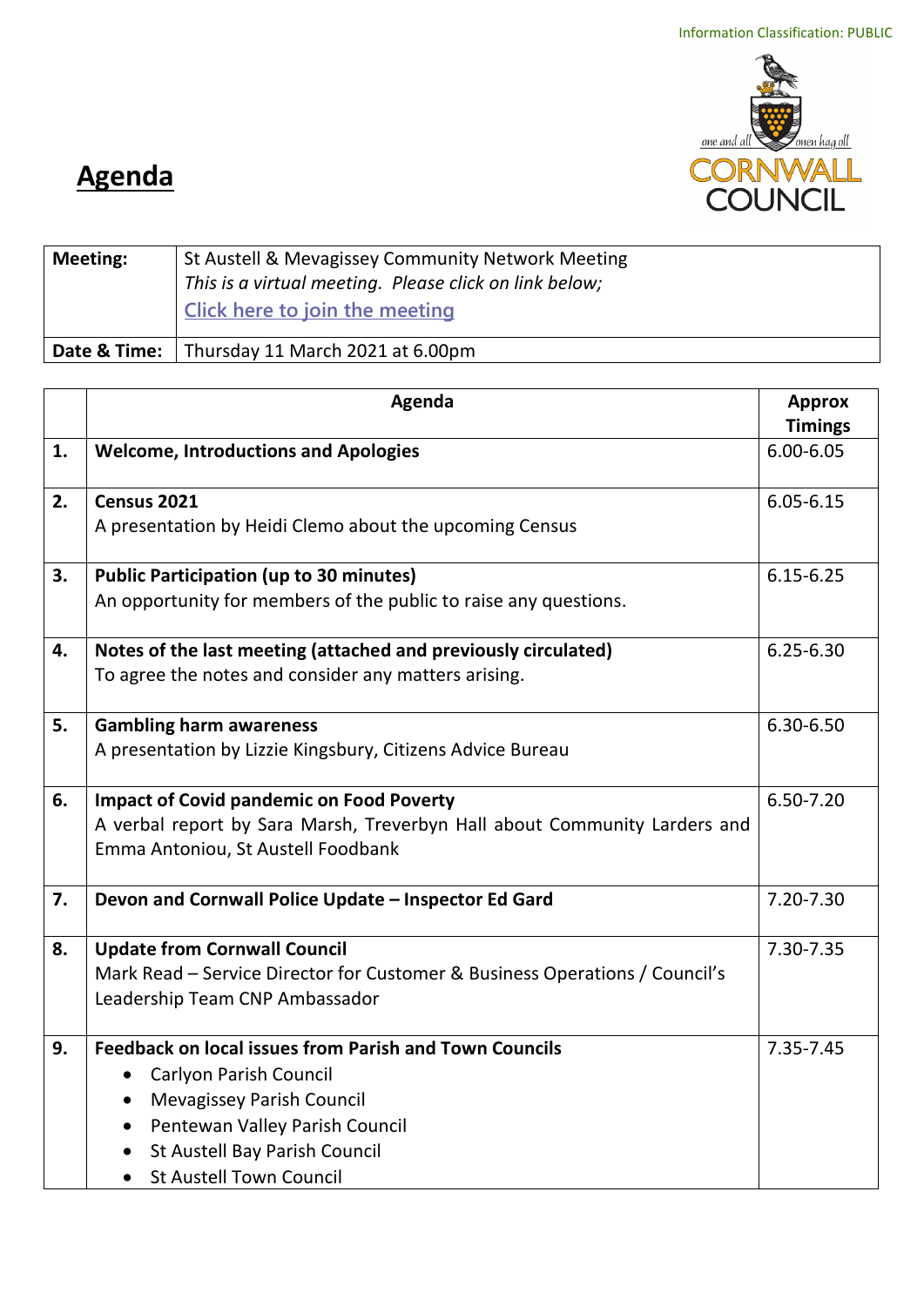Information Classification: PUBLIC

# Agenda

| Meeting: | St Austell & Mevagissey Community Network Meeting<br>*This is a virtual meeting. Please click on link below;*<br>Click here to join the meeting |
|---|---|
| Date & Time: | Thursday 11 March 2021 at 6.00pm |

| | Agenda | Approx Timings |
|---|---|---|
| 1. | **Welcome, Introductions and Apologies** | 6.00-6.05 |
| 2. | **Census 2021**<br>A presentation by Heidi Clemo about the upcoming Census | 6.05-6.15 |
| 3. | **Public Participation (up to 30 minutes)**<br>An opportunity for members of the public to raise any questions. | 6.15-6.25 |
| 4. | **Notes of the last meeting (attached and previously circulated)**<br>To agree the notes and consider any matters arising. | 6.25-6.30 |
| 5. | **Gambling harm awareness**<br>A presentation by Lizzie Kingsbury, Citizens Advice Bureau | 6.30-6.50 |
| 6. | **Impact of Covid pandemic on Food Poverty**<br>A verbal report by Sara Marsh, Treverbyn Hall about Community Larders and Emma Antoniou, St Austell Foodbank | 6.50-7.20 |
| 7. | **Devon and Cornwall Police Update – Inspector Ed Gard** | 7.20-7.30 |
| 8. | **Update from Cornwall Council**<br>Mark Read – Service Director for Customer & Business Operations / Council's Leadership Team CNP Ambassador | 7.30-7.35 |
| 9. | **Feedback on local issues from Parish and Town Councils**<br>• Carlyon Parish Council<br>• Mevagissey Parish Council<br>• Pentewan Valley Parish Council<br>• St Austell Bay Parish Council<br>• St Austell Town Council | 7.35-7.45 |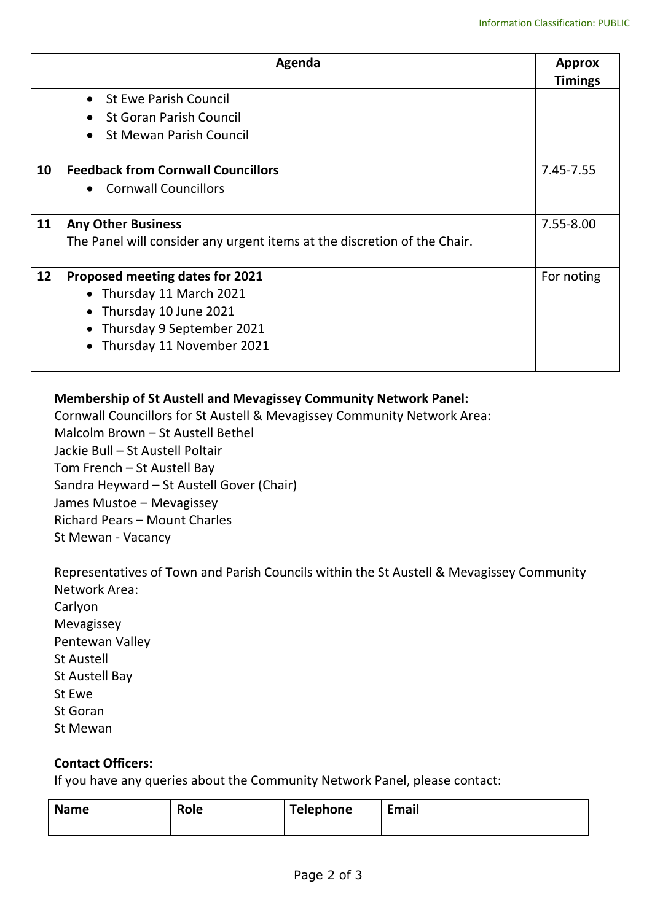| | Agenda | Approx Timings |
|---|---|---|
| | • St Ewe Parish Council<br>• St Goran Parish Council<br>• St Mewan Parish Council | |
| 10 | **Feedback from Cornwall Councillors**<br>• Cornwall Councillors | 7.45-7.55 |
| 11 | **Any Other Business**<br>The Panel will consider any urgent items at the discretion of the Chair. | 7.55-8.00 |
| 12 | **Proposed meeting dates for 2021**<br>• Thursday 11 March 2021<br>• Thursday 10 June 2021<br>• Thursday 9 September 2021<br>• Thursday 11 November 2021 | For noting |

**Membership of St Austell and Mevagissey Community Network Panel:**

Cornwall Councillors for St Austell & Mevagissey Community Network Area:
Malcolm Brown – St Austell Bethel
Jackie Bull – St Austell Poltair
Tom French – St Austell Bay
Sandra Heyward – St Austell Gover (Chair)
James Mustoe – Mevagissey
Richard Pears – Mount Charles
St Mewan - Vacancy

Representatives of Town and Parish Councils within the St Austell & Mevagissey Community Network Area:
Carlyon
Mevagissey
Pentewan Valley
St Austell
St Austell Bay
St Ewe
St Goran
St Mewan

**Contact Officers:**

If you have any queries about the Community Network Panel, please contact:

| Name | Role | Telephone | Email |
|---|---|---|---|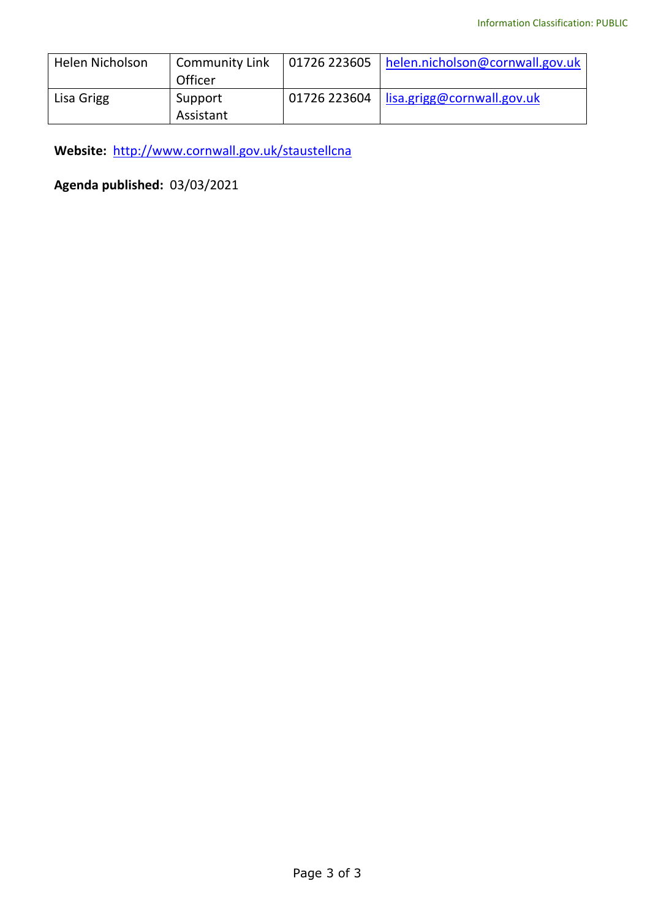| | | | |
|---|---|---|---|
| Helen Nicholson | Community Link Officer | 01726 223605 | helen.nicholson@cornwall.gov.uk |
| Lisa Grigg | Support Assistant | 01726 223604 | lisa.grigg@cornwall.gov.uk |

**Website:** http://www.cornwall.gov.uk/staustellcna

**Agenda published:** 03/03/2021